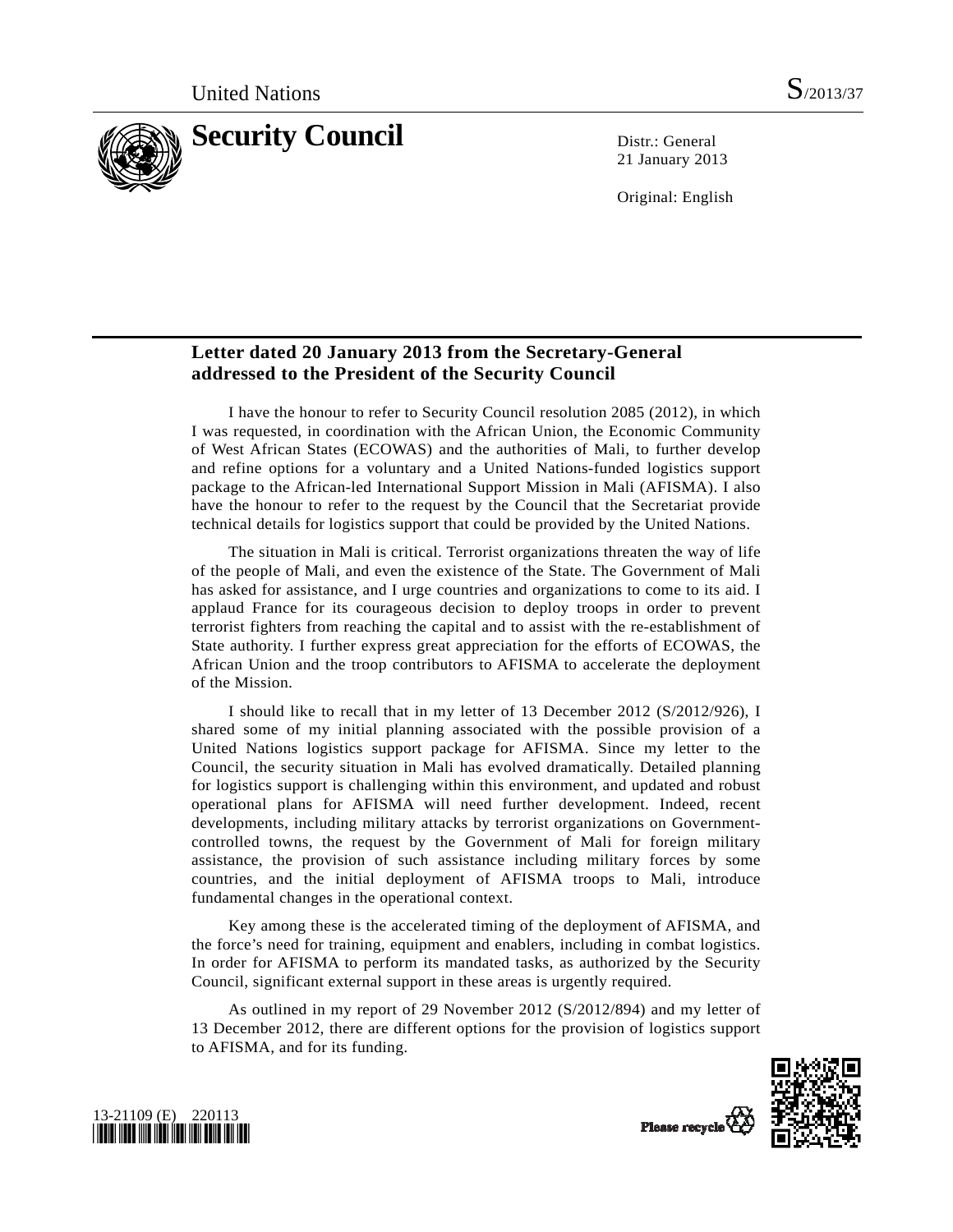United Nations S/2013/37

# Security Council

Distr.: General
21 January 2013

Original: English

## Letter dated 20 January 2013 from the Secretary-General addressed to the President of the Security Council

I have the honour to refer to Security Council resolution 2085 (2012), in which I was requested, in coordination with the African Union, the Economic Community of West African States (ECOWAS) and the authorities of Mali, to further develop and refine options for a voluntary and a United Nations-funded logistics support package to the African-led International Support Mission in Mali (AFISMA). I also have the honour to refer to the request by the Council that the Secretariat provide technical details for logistics support that could be provided by the United Nations.

The situation in Mali is critical. Terrorist organizations threaten the way of life of the people of Mali, and even the existence of the State. The Government of Mali has asked for assistance, and I urge countries and organizations to come to its aid. I applaud France for its courageous decision to deploy troops in order to prevent terrorist fighters from reaching the capital and to assist with the re-establishment of State authority. I further express great appreciation for the efforts of ECOWAS, the African Union and the troop contributors to AFISMA to accelerate the deployment of the Mission.

I should like to recall that in my letter of 13 December 2012 (S/2012/926), I shared some of my initial planning associated with the possible provision of a United Nations logistics support package for AFISMA. Since my letter to the Council, the security situation in Mali has evolved dramatically. Detailed planning for logistics support is challenging within this environment, and updated and robust operational plans for AFISMA will need further development. Indeed, recent developments, including military attacks by terrorist organizations on Government-controlled towns, the request by the Government of Mali for foreign military assistance, the provision of such assistance including military forces by some countries, and the initial deployment of AFISMA troops to Mali, introduce fundamental changes in the operational context.

Key among these is the accelerated timing of the deployment of AFISMA, and the force's need for training, equipment and enablers, including in combat logistics. In order for AFISMA to perform its mandated tasks, as authorized by the Security Council, significant external support in these areas is urgently required.

As outlined in my report of 29 November 2012 (S/2012/894) and my letter of 13 December 2012, there are different options for the provision of logistics support to AFISMA, and for its funding.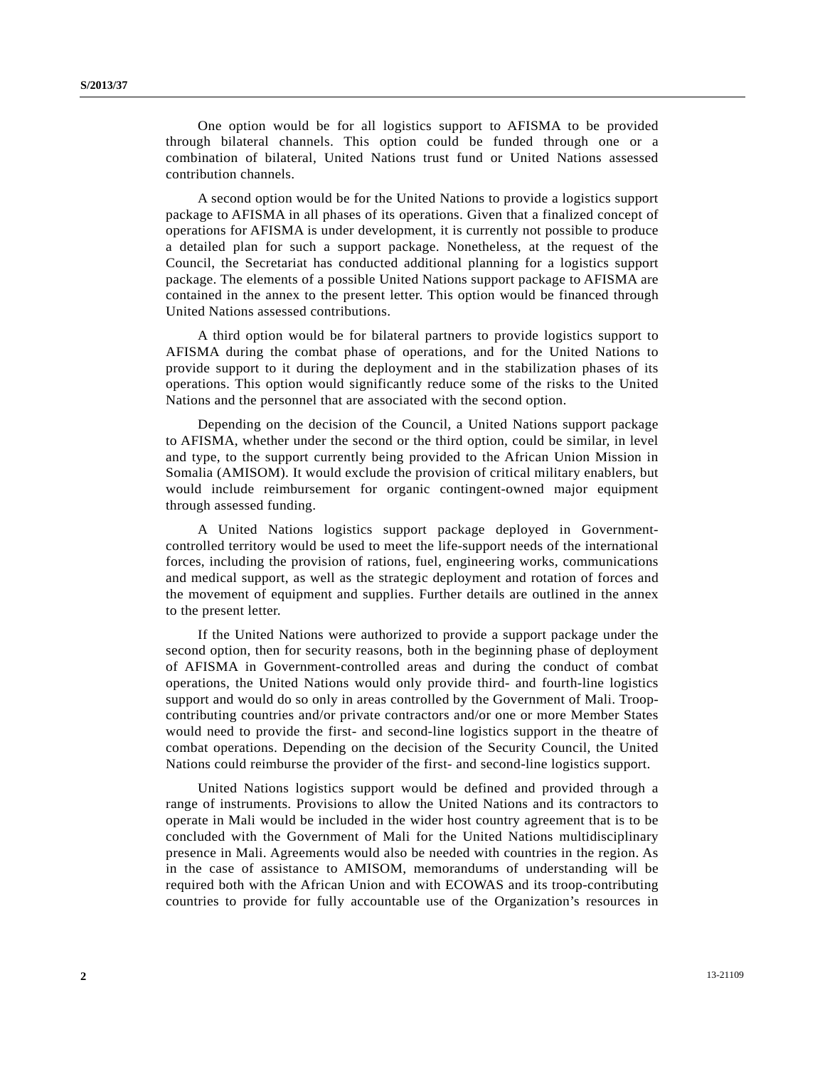One option would be for all logistics support to AFISMA to be provided through bilateral channels. This option could be funded through one or a combination of bilateral, United Nations trust fund or United Nations assessed contribution channels.

A second option would be for the United Nations to provide a logistics support package to AFISMA in all phases of its operations. Given that a finalized concept of operations for AFISMA is under development, it is currently not possible to produce a detailed plan for such a support package. Nonetheless, at the request of the Council, the Secretariat has conducted additional planning for a logistics support package. The elements of a possible United Nations support package to AFISMA are contained in the annex to the present letter. This option would be financed through United Nations assessed contributions.

A third option would be for bilateral partners to provide logistics support to AFISMA during the combat phase of operations, and for the United Nations to provide support to it during the deployment and in the stabilization phases of its operations. This option would significantly reduce some of the risks to the United Nations and the personnel that are associated with the second option.

Depending on the decision of the Council, a United Nations support package to AFISMA, whether under the second or the third option, could be similar, in level and type, to the support currently being provided to the African Union Mission in Somalia (AMISOM). It would exclude the provision of critical military enablers, but would include reimbursement for organic contingent-owned major equipment through assessed funding.

A United Nations logistics support package deployed in Government-controlled territory would be used to meet the life-support needs of the international forces, including the provision of rations, fuel, engineering works, communications and medical support, as well as the strategic deployment and rotation of forces and the movement of equipment and supplies. Further details are outlined in the annex to the present letter.

If the United Nations were authorized to provide a support package under the second option, then for security reasons, both in the beginning phase of deployment of AFISMA in Government-controlled areas and during the conduct of combat operations, the United Nations would only provide third- and fourth-line logistics support and would do so only in areas controlled by the Government of Mali. Troop-contributing countries and/or private contractors and/or one or more Member States would need to provide the first- and second-line logistics support in the theatre of combat operations. Depending on the decision of the Security Council, the United Nations could reimburse the provider of the first- and second-line logistics support.

United Nations logistics support would be defined and provided through a range of instruments. Provisions to allow the United Nations and its contractors to operate in Mali would be included in the wider host country agreement that is to be concluded with the Government of Mali for the United Nations multidisciplinary presence in Mali. Agreements would also be needed with countries in the region. As in the case of assistance to AMISOM, memorandums of understanding will be required both with the African Union and with ECOWAS and its troop-contributing countries to provide for fully accountable use of the Organization's resources in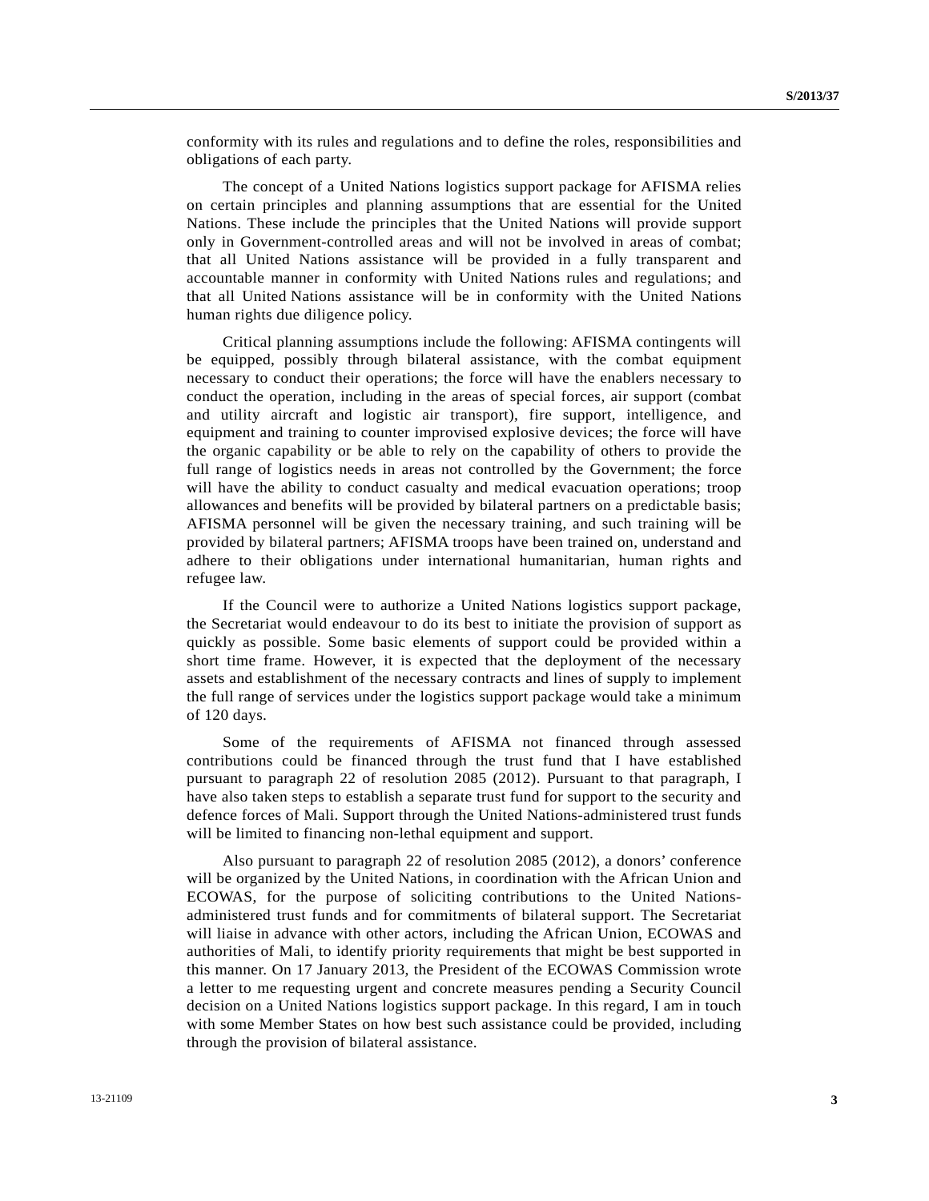conformity with its rules and regulations and to define the roles, responsibilities and obligations of each party.

The concept of a United Nations logistics support package for AFISMA relies on certain principles and planning assumptions that are essential for the United Nations. These include the principles that the United Nations will provide support only in Government-controlled areas and will not be involved in areas of combat; that all United Nations assistance will be provided in a fully transparent and accountable manner in conformity with United Nations rules and regulations; and that all United Nations assistance will be in conformity with the United Nations human rights due diligence policy.

Critical planning assumptions include the following: AFISMA contingents will be equipped, possibly through bilateral assistance, with the combat equipment necessary to conduct their operations; the force will have the enablers necessary to conduct the operation, including in the areas of special forces, air support (combat and utility aircraft and logistic air transport), fire support, intelligence, and equipment and training to counter improvised explosive devices; the force will have the organic capability or be able to rely on the capability of others to provide the full range of logistics needs in areas not controlled by the Government; the force will have the ability to conduct casualty and medical evacuation operations; troop allowances and benefits will be provided by bilateral partners on a predictable basis; AFISMA personnel will be given the necessary training, and such training will be provided by bilateral partners; AFISMA troops have been trained on, understand and adhere to their obligations under international humanitarian, human rights and refugee law.

If the Council were to authorize a United Nations logistics support package, the Secretariat would endeavour to do its best to initiate the provision of support as quickly as possible. Some basic elements of support could be provided within a short time frame. However, it is expected that the deployment of the necessary assets and establishment of the necessary contracts and lines of supply to implement the full range of services under the logistics support package would take a minimum of 120 days.

Some of the requirements of AFISMA not financed through assessed contributions could be financed through the trust fund that I have established pursuant to paragraph 22 of resolution 2085 (2012). Pursuant to that paragraph, I have also taken steps to establish a separate trust fund for support to the security and defence forces of Mali. Support through the United Nations-administered trust funds will be limited to financing non-lethal equipment and support.

Also pursuant to paragraph 22 of resolution 2085 (2012), a donors' conference will be organized by the United Nations, in coordination with the African Union and ECOWAS, for the purpose of soliciting contributions to the United Nations-administered trust funds and for commitments of bilateral support. The Secretariat will liaise in advance with other actors, including the African Union, ECOWAS and authorities of Mali, to identify priority requirements that might be best supported in this manner. On 17 January 2013, the President of the ECOWAS Commission wrote a letter to me requesting urgent and concrete measures pending a Security Council decision on a United Nations logistics support package. In this regard, I am in touch with some Member States on how best such assistance could be provided, including through the provision of bilateral assistance.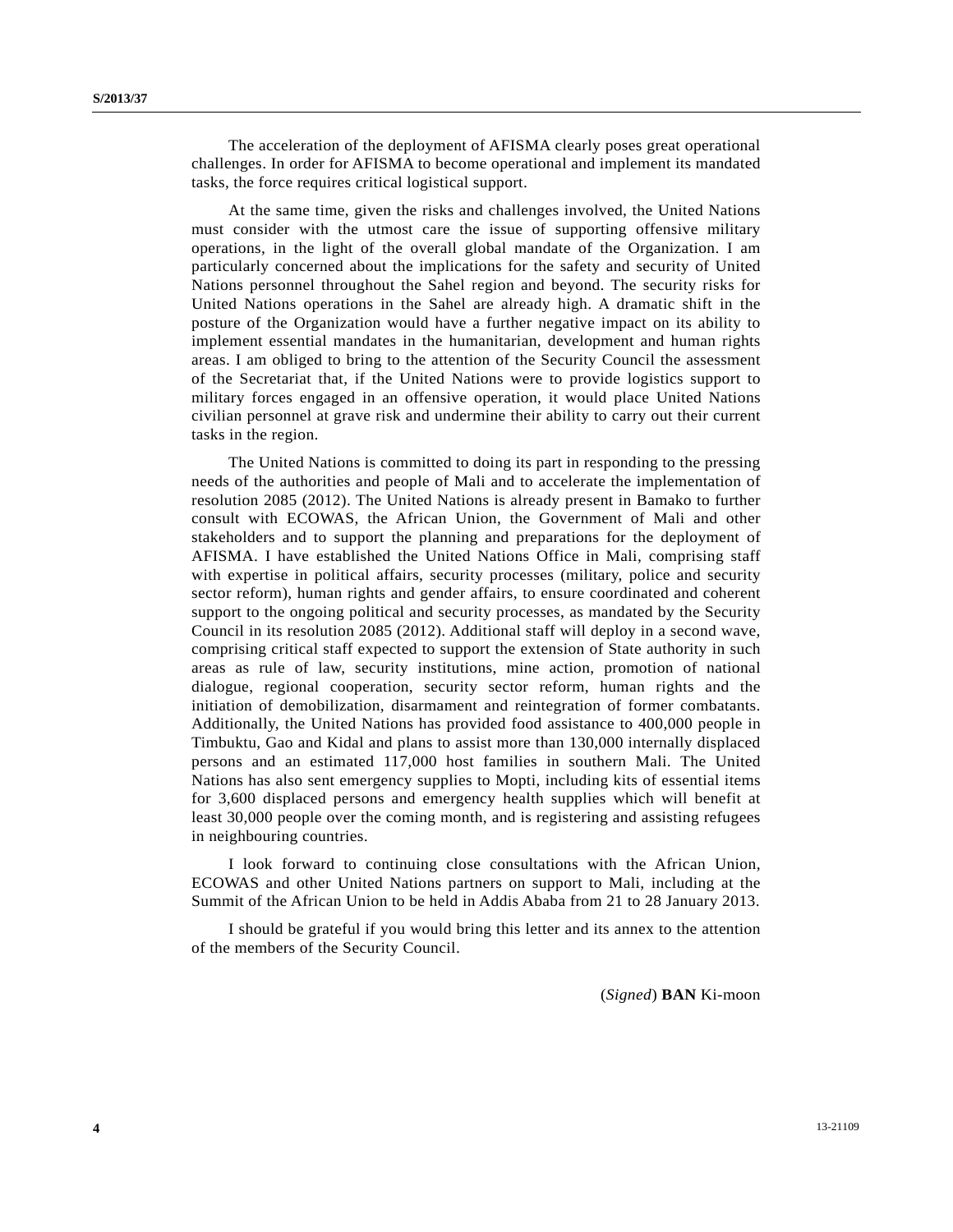The acceleration of the deployment of AFISMA clearly poses great operational challenges. In order for AFISMA to become operational and implement its mandated tasks, the force requires critical logistical support.

At the same time, given the risks and challenges involved, the United Nations must consider with the utmost care the issue of supporting offensive military operations, in the light of the overall global mandate of the Organization. I am particularly concerned about the implications for the safety and security of United Nations personnel throughout the Sahel region and beyond. The security risks for United Nations operations in the Sahel are already high. A dramatic shift in the posture of the Organization would have a further negative impact on its ability to implement essential mandates in the humanitarian, development and human rights areas. I am obliged to bring to the attention of the Security Council the assessment of the Secretariat that, if the United Nations were to provide logistics support to military forces engaged in an offensive operation, it would place United Nations civilian personnel at grave risk and undermine their ability to carry out their current tasks in the region.

The United Nations is committed to doing its part in responding to the pressing needs of the authorities and people of Mali and to accelerate the implementation of resolution 2085 (2012). The United Nations is already present in Bamako to further consult with ECOWAS, the African Union, the Government of Mali and other stakeholders and to support the planning and preparations for the deployment of AFISMA. I have established the United Nations Office in Mali, comprising staff with expertise in political affairs, security processes (military, police and security sector reform), human rights and gender affairs, to ensure coordinated and coherent support to the ongoing political and security processes, as mandated by the Security Council in its resolution 2085 (2012). Additional staff will deploy in a second wave, comprising critical staff expected to support the extension of State authority in such areas as rule of law, security institutions, mine action, promotion of national dialogue, regional cooperation, security sector reform, human rights and the initiation of demobilization, disarmament and reintegration of former combatants. Additionally, the United Nations has provided food assistance to 400,000 people in Timbuktu, Gao and Kidal and plans to assist more than 130,000 internally displaced persons and an estimated 117,000 host families in southern Mali. The United Nations has also sent emergency supplies to Mopti, including kits of essential items for 3,600 displaced persons and emergency health supplies which will benefit at least 30,000 people over the coming month, and is registering and assisting refugees in neighbouring countries.

I look forward to continuing close consultations with the African Union, ECOWAS and other United Nations partners on support to Mali, including at the Summit of the African Union to be held in Addis Ababa from 21 to 28 January 2013.

I should be grateful if you would bring this letter and its annex to the attention of the members of the Security Council.

(*Signed*) **BAN** Ki-moon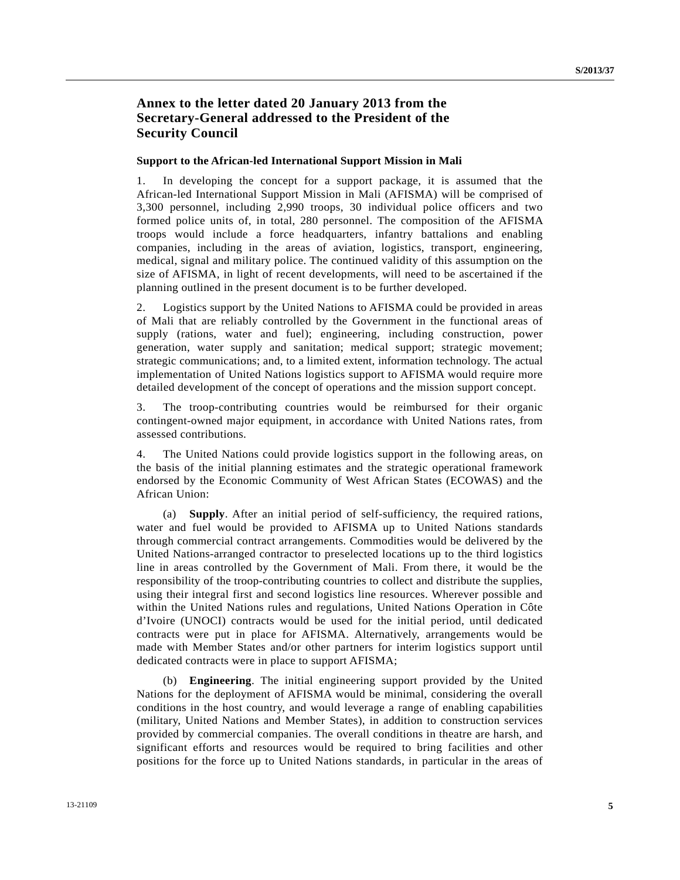## Annex to the letter dated 20 January 2013 from the Secretary-General addressed to the President of the Security Council

### Support to the African-led International Support Mission in Mali

1. In developing the concept for a support package, it is assumed that the African-led International Support Mission in Mali (AFISMA) will be comprised of 3,300 personnel, including 2,990 troops, 30 individual police officers and two formed police units of, in total, 280 personnel. The composition of the AFISMA troops would include a force headquarters, infantry battalions and enabling companies, including in the areas of aviation, logistics, transport, engineering, medical, signal and military police. The continued validity of this assumption on the size of AFISMA, in light of recent developments, will need to be ascertained if the planning outlined in the present document is to be further developed.

2. Logistics support by the United Nations to AFISMA could be provided in areas of Mali that are reliably controlled by the Government in the functional areas of supply (rations, water and fuel); engineering, including construction, power generation, water supply and sanitation; medical support; strategic movement; strategic communications; and, to a limited extent, information technology. The actual implementation of United Nations logistics support to AFISMA would require more detailed development of the concept of operations and the mission support concept.

3. The troop-contributing countries would be reimbursed for their organic contingent-owned major equipment, in accordance with United Nations rates, from assessed contributions.

4. The United Nations could provide logistics support in the following areas, on the basis of the initial planning estimates and the strategic operational framework endorsed by the Economic Community of West African States (ECOWAS) and the African Union:

(a) **Supply**. After an initial period of self-sufficiency, the required rations, water and fuel would be provided to AFISMA up to United Nations standards through commercial contract arrangements. Commodities would be delivered by the United Nations-arranged contractor to preselected locations up to the third logistics line in areas controlled by the Government of Mali. From there, it would be the responsibility of the troop-contributing countries to collect and distribute the supplies, using their integral first and second logistics line resources. Wherever possible and within the United Nations rules and regulations, United Nations Operation in Côte d'Ivoire (UNOCI) contracts would be used for the initial period, until dedicated contracts were put in place for AFISMA. Alternatively, arrangements would be made with Member States and/or other partners for interim logistics support until dedicated contracts were in place to support AFISMA;

(b) **Engineering**. The initial engineering support provided by the United Nations for the deployment of AFISMA would be minimal, considering the overall conditions in the host country, and would leverage a range of enabling capabilities (military, United Nations and Member States), in addition to construction services provided by commercial companies. The overall conditions in theatre are harsh, and significant efforts and resources would be required to bring facilities and other positions for the force up to United Nations standards, in particular in the areas of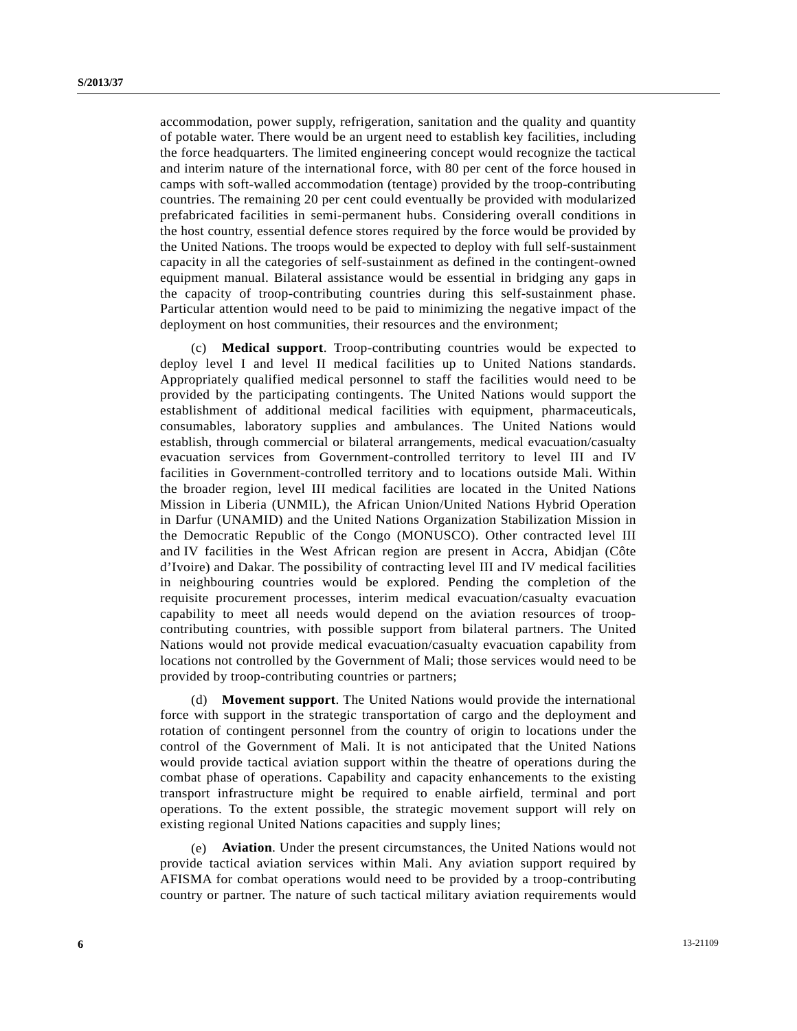accommodation, power supply, refrigeration, sanitation and the quality and quantity of potable water. There would be an urgent need to establish key facilities, including the force headquarters. The limited engineering concept would recognize the tactical and interim nature of the international force, with 80 per cent of the force housed in camps with soft-walled accommodation (tentage) provided by the troop-contributing countries. The remaining 20 per cent could eventually be provided with modularized prefabricated facilities in semi-permanent hubs. Considering overall conditions in the host country, essential defence stores required by the force would be provided by the United Nations. The troops would be expected to deploy with full self-sustainment capacity in all the categories of self-sustainment as defined in the contingent-owned equipment manual. Bilateral assistance would be essential in bridging any gaps in the capacity of troop-contributing countries during this self-sustainment phase. Particular attention would need to be paid to minimizing the negative impact of the deployment on host communities, their resources and the environment;

(c) **Medical support**. Troop-contributing countries would be expected to deploy level I and level II medical facilities up to United Nations standards. Appropriately qualified medical personnel to staff the facilities would need to be provided by the participating contingents. The United Nations would support the establishment of additional medical facilities with equipment, pharmaceuticals, consumables, laboratory supplies and ambulances. The United Nations would establish, through commercial or bilateral arrangements, medical evacuation/casualty evacuation services from Government-controlled territory to level III and IV facilities in Government-controlled territory and to locations outside Mali. Within the broader region, level III medical facilities are located in the United Nations Mission in Liberia (UNMIL), the African Union/United Nations Hybrid Operation in Darfur (UNAMID) and the United Nations Organization Stabilization Mission in the Democratic Republic of the Congo (MONUSCO). Other contracted level III and IV facilities in the West African region are present in Accra, Abidjan (Côte d'Ivoire) and Dakar. The possibility of contracting level III and IV medical facilities in neighbouring countries would be explored. Pending the completion of the requisite procurement processes, interim medical evacuation/casualty evacuation capability to meet all needs would depend on the aviation resources of troop-contributing countries, with possible support from bilateral partners. The United Nations would not provide medical evacuation/casualty evacuation capability from locations not controlled by the Government of Mali; those services would need to be provided by troop-contributing countries or partners;

(d) **Movement support**. The United Nations would provide the international force with support in the strategic transportation of cargo and the deployment and rotation of contingent personnel from the country of origin to locations under the control of the Government of Mali. It is not anticipated that the United Nations would provide tactical aviation support within the theatre of operations during the combat phase of operations. Capability and capacity enhancements to the existing transport infrastructure might be required to enable airfield, terminal and port operations. To the extent possible, the strategic movement support will rely on existing regional United Nations capacities and supply lines;

(e) **Aviation**. Under the present circumstances, the United Nations would not provide tactical aviation services within Mali. Any aviation support required by AFISMA for combat operations would need to be provided by a troop-contributing country or partner. The nature of such tactical military aviation requirements would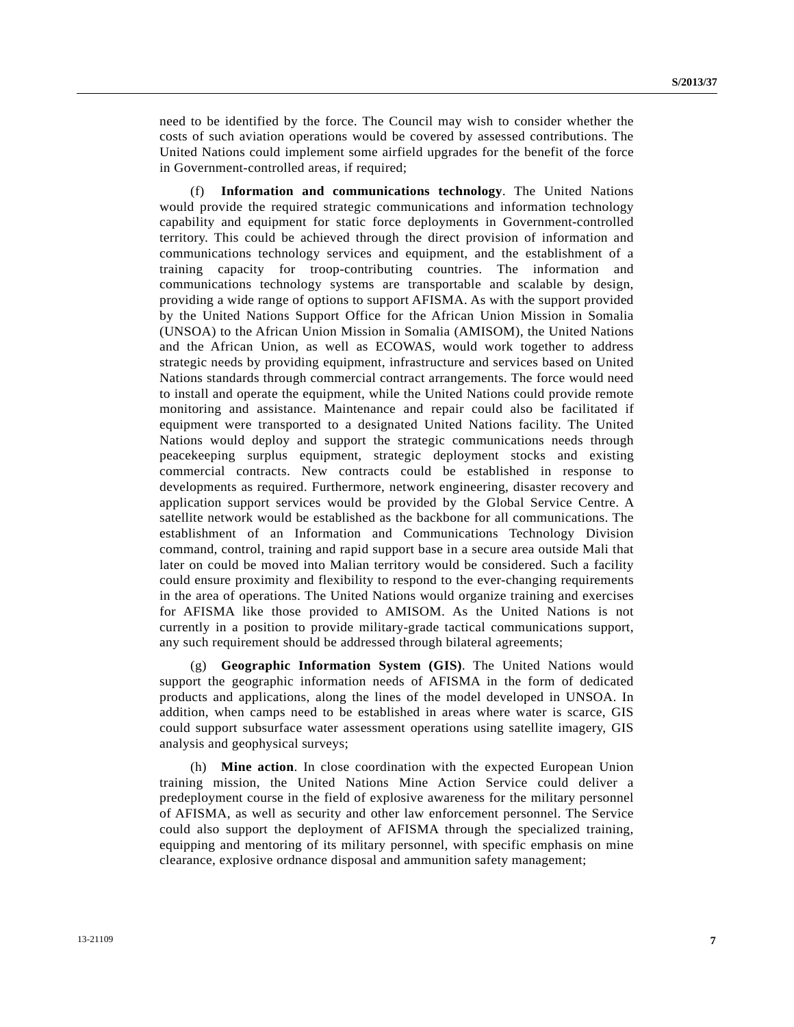need to be identified by the force. The Council may wish to consider whether the costs of such aviation operations would be covered by assessed contributions. The United Nations could implement some airfield upgrades for the benefit of the force in Government-controlled areas, if required;

(f) **Information and communications technology**. The United Nations would provide the required strategic communications and information technology capability and equipment for static force deployments in Government-controlled territory. This could be achieved through the direct provision of information and communications technology services and equipment, and the establishment of a training capacity for troop-contributing countries. The information and communications technology systems are transportable and scalable by design, providing a wide range of options to support AFISMA. As with the support provided by the United Nations Support Office for the African Union Mission in Somalia (UNSOA) to the African Union Mission in Somalia (AMISOM), the United Nations and the African Union, as well as ECOWAS, would work together to address strategic needs by providing equipment, infrastructure and services based on United Nations standards through commercial contract arrangements. The force would need to install and operate the equipment, while the United Nations could provide remote monitoring and assistance. Maintenance and repair could also be facilitated if equipment were transported to a designated United Nations facility. The United Nations would deploy and support the strategic communications needs through peacekeeping surplus equipment, strategic deployment stocks and existing commercial contracts. New contracts could be established in response to developments as required. Furthermore, network engineering, disaster recovery and application support services would be provided by the Global Service Centre. A satellite network would be established as the backbone for all communications. The establishment of an Information and Communications Technology Division command, control, training and rapid support base in a secure area outside Mali that later on could be moved into Malian territory would be considered. Such a facility could ensure proximity and flexibility to respond to the ever-changing requirements in the area of operations. The United Nations would organize training and exercises for AFISMA like those provided to AMISOM. As the United Nations is not currently in a position to provide military-grade tactical communications support, any such requirement should be addressed through bilateral agreements;

(g) **Geographic Information System (GIS)**. The United Nations would support the geographic information needs of AFISMA in the form of dedicated products and applications, along the lines of the model developed in UNSOA. In addition, when camps need to be established in areas where water is scarce, GIS could support subsurface water assessment operations using satellite imagery, GIS analysis and geophysical surveys;

(h) **Mine action**. In close coordination with the expected European Union training mission, the United Nations Mine Action Service could deliver a predeployment course in the field of explosive awareness for the military personnel of AFISMA, as well as security and other law enforcement personnel. The Service could also support the deployment of AFISMA through the specialized training, equipping and mentoring of its military personnel, with specific emphasis on mine clearance, explosive ordnance disposal and ammunition safety management;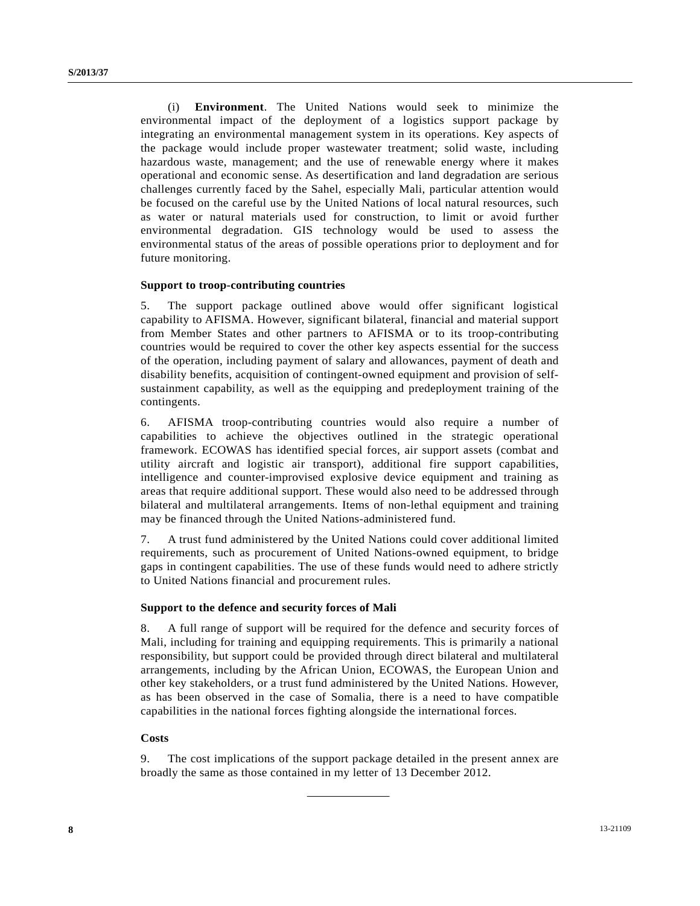(i) **Environment**. The United Nations would seek to minimize the environmental impact of the deployment of a logistics support package by integrating an environmental management system in its operations. Key aspects of the package would include proper wastewater treatment; solid waste, including hazardous waste, management; and the use of renewable energy where it makes operational and economic sense. As desertification and land degradation are serious challenges currently faced by the Sahel, especially Mali, particular attention would be focused on the careful use by the United Nations of local natural resources, such as water or natural materials used for construction, to limit or avoid further environmental degradation. GIS technology would be used to assess the environmental status of the areas of possible operations prior to deployment and for future monitoring.

### Support to troop-contributing countries

5. The support package outlined above would offer significant logistical capability to AFISMA. However, significant bilateral, financial and material support from Member States and other partners to AFISMA or to its troop-contributing countries would be required to cover the other key aspects essential for the success of the operation, including payment of salary and allowances, payment of death and disability benefits, acquisition of contingent-owned equipment and provision of self-sustainment capability, as well as the equipping and predeployment training of the contingents.

6. AFISMA troop-contributing countries would also require a number of capabilities to achieve the objectives outlined in the strategic operational framework. ECOWAS has identified special forces, air support assets (combat and utility aircraft and logistic air transport), additional fire support capabilities, intelligence and counter-improvised explosive device equipment and training as areas that require additional support. These would also need to be addressed through bilateral and multilateral arrangements. Items of non-lethal equipment and training may be financed through the United Nations-administered fund.

7. A trust fund administered by the United Nations could cover additional limited requirements, such as procurement of United Nations-owned equipment, to bridge gaps in contingent capabilities. The use of these funds would need to adhere strictly to United Nations financial and procurement rules.

### Support to the defence and security forces of Mali

8. A full range of support will be required for the defence and security forces of Mali, including for training and equipping requirements. This is primarily a national responsibility, but support could be provided through direct bilateral and multilateral arrangements, including by the African Union, ECOWAS, the European Union and other key stakeholders, or a trust fund administered by the United Nations. However, as has been observed in the case of Somalia, there is a need to have compatible capabilities in the national forces fighting alongside the international forces.

### Costs

9. The cost implications of the support package detailed in the present annex are broadly the same as those contained in my letter of 13 December 2012.